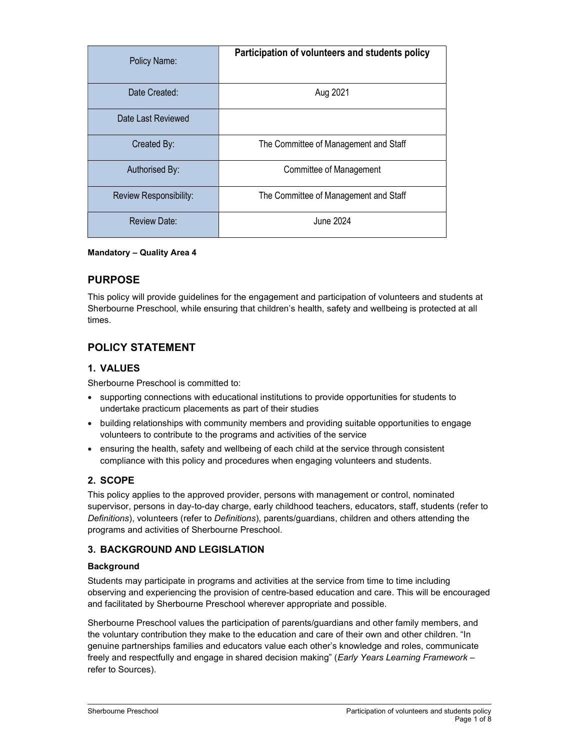| Policy Name: | Participation of volunteers and students policy |
| --- | --- |
| Date Created: | Aug 2021 |
| Date Last Reviewed | |
| Created By: | The Committee of Management and Staff |
| Authorised By: | Committee of Management |
| Review Responsibility: | The Committee of Management and Staff |
| Review Date: | June 2024 |

**Mandatory – Quality Area 4**

## PURPOSE

This policy will provide guidelines for the engagement and participation of volunteers and students at Sherbourne Preschool, while ensuring that children's health, safety and wellbeing is protected at all times.

## POLICY STATEMENT

### 1. VALUES

Sherbourne Preschool is committed to:

- supporting connections with educational institutions to provide opportunities for students to undertake practicum placements as part of their studies
- building relationships with community members and providing suitable opportunities to engage volunteers to contribute to the programs and activities of the service
- ensuring the health, safety and wellbeing of each child at the service through consistent compliance with this policy and procedures when engaging volunteers and students.

### 2. SCOPE

This policy applies to the approved provider, persons with management or control, nominated supervisor, persons in day-to-day charge, early childhood teachers, educators, staff, students (refer to *Definitions*), volunteers (refer to *Definitions*), parents/guardians, children and others attending the programs and activities of Sherbourne Preschool.

### 3. BACKGROUND AND LEGISLATION

**Background**

Students may participate in programs and activities at the service from time to time including observing and experiencing the provision of centre-based education and care. This will be encouraged and facilitated by Sherbourne Preschool wherever appropriate and possible.

Sherbourne Preschool values the participation of parents/guardians and other family members, and the voluntary contribution they make to the education and care of their own and other children. "In genuine partnerships families and educators value each other's knowledge and roles, communicate freely and respectfully and engage in shared decision making" (*Early Years Learning Framework* – refer to Sources).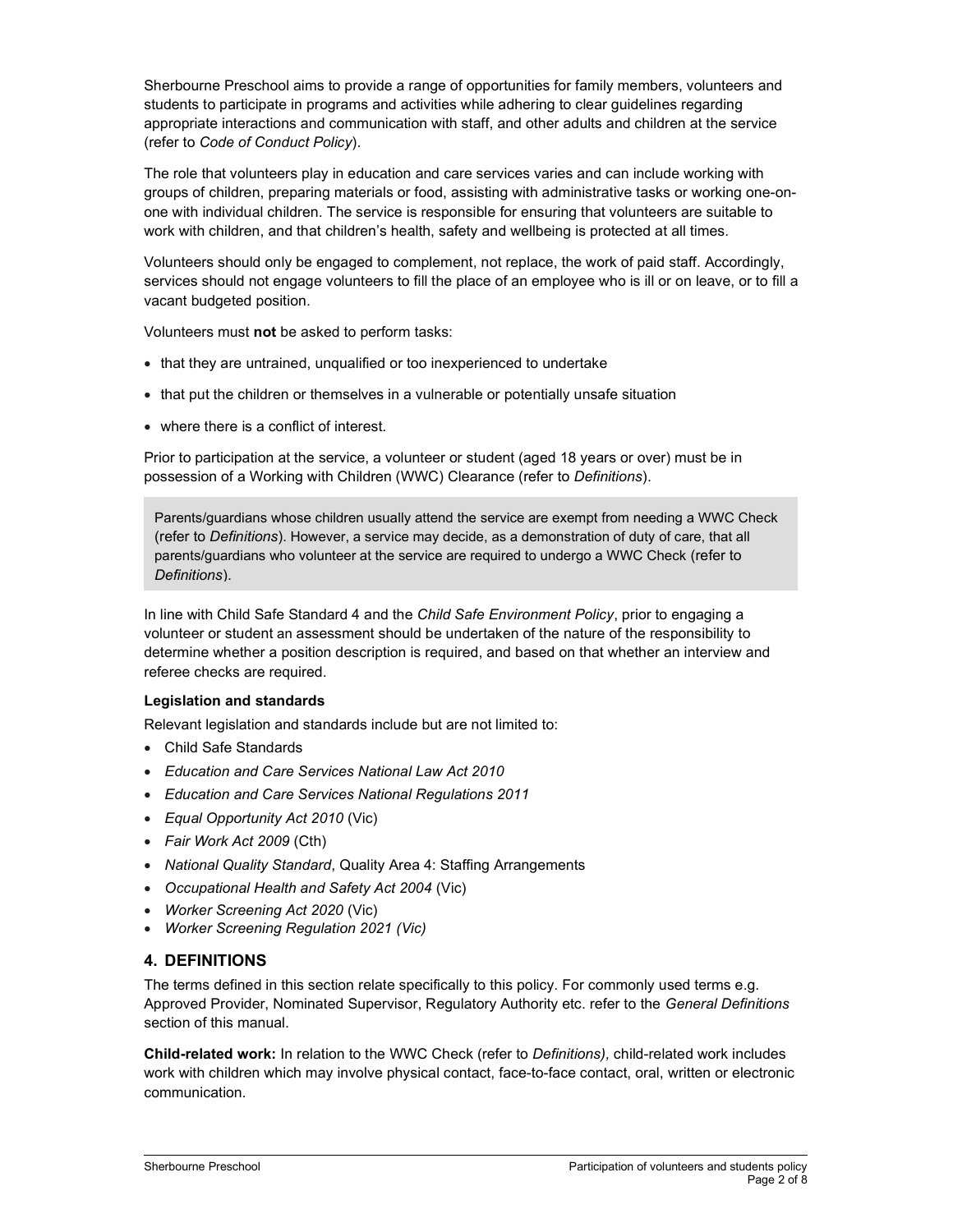Sherbourne Preschool aims to provide a range of opportunities for family members, volunteers and students to participate in programs and activities while adhering to clear guidelines regarding appropriate interactions and communication with staff, and other adults and children at the service (refer to *Code of Conduct Policy*).

The role that volunteers play in education and care services varies and can include working with groups of children, preparing materials or food, assisting with administrative tasks or working one-on-one with individual children. The service is responsible for ensuring that volunteers are suitable to work with children, and that children's health, safety and wellbeing is protected at all times.

Volunteers should only be engaged to complement, not replace, the work of paid staff. Accordingly, services should not engage volunteers to fill the place of an employee who is ill or on leave, or to fill a vacant budgeted position.

Volunteers must **not** be asked to perform tasks:

- that they are untrained, unqualified or too inexperienced to undertake
- that put the children or themselves in a vulnerable or potentially unsafe situation
- where there is a conflict of interest.

Prior to participation at the service, a volunteer or student (aged 18 years or over) must be in possession of a Working with Children (WWC) Clearance (refer to *Definitions*).

> Parents/guardians whose children usually attend the service are exempt from needing a WWC Check (refer to *Definitions*). However, a service may decide, as a demonstration of duty of care, that all parents/guardians who volunteer at the service are required to undergo a WWC Check (refer to *Definitions*).

In line with Child Safe Standard 4 and the *Child Safe Environment Policy*, prior to engaging a volunteer or student an assessment should be undertaken of the nature of the responsibility to determine whether a position description is required, and based on that whether an interview and referee checks are required.

**Legislation and standards**

Relevant legislation and standards include but are not limited to:

- Child Safe Standards
- *Education and Care Services National Law Act 2010*
- *Education and Care Services National Regulations 2011*
- *Equal Opportunity Act 2010* (Vic)
- *Fair Work Act 2009* (Cth)
- *National Quality Standard*, Quality Area 4: Staffing Arrangements
- *Occupational Health and Safety Act 2004* (Vic)
- *Worker Screening Act 2020* (Vic)
- *Worker Screening Regulation 2021 (Vic)*

## 4. DEFINITIONS

The terms defined in this section relate specifically to this policy. For commonly used terms e.g. Approved Provider, Nominated Supervisor, Regulatory Authority etc. refer to the *General Definitions* section of this manual.

**Child-related work:** In relation to the WWC Check (refer to *Definitions),* child-related work includes work with children which may involve physical contact, face-to-face contact, oral, written or electronic communication.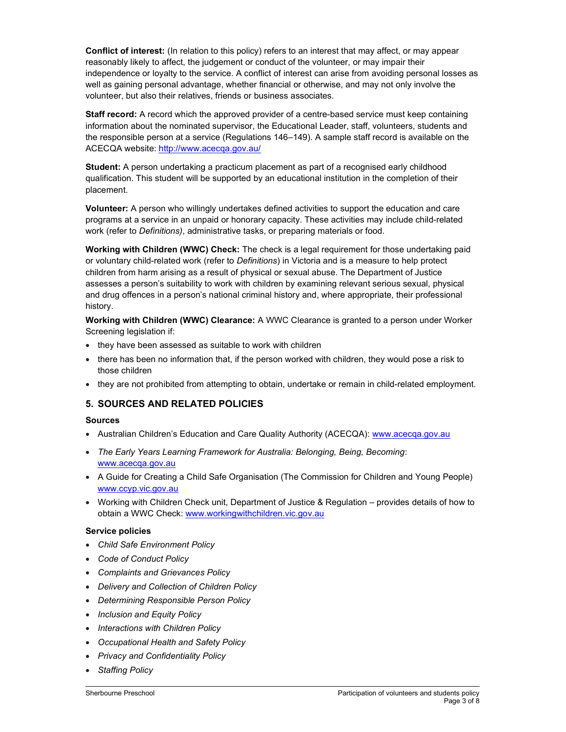**Conflict of interest:** (In relation to this policy) refers to an interest that may affect, or may appear reasonably likely to affect, the judgement or conduct of the volunteer, or may impair their independence or loyalty to the service. A conflict of interest can arise from avoiding personal losses as well as gaining personal advantage, whether financial or otherwise, and may not only involve the volunteer, but also their relatives, friends or business associates.

**Staff record:** A record which the approved provider of a centre-based service must keep containing information about the nominated supervisor, the Educational Leader, staff, volunteers, students and the responsible person at a service (Regulations 146–149). A sample staff record is available on the ACECQA website: http://www.acecqa.gov.au/

**Student:** A person undertaking a practicum placement as part of a recognised early childhood qualification. This student will be supported by an educational institution in the completion of their placement.

**Volunteer:** A person who willingly undertakes defined activities to support the education and care programs at a service in an unpaid or honorary capacity. These activities may include child-related work (refer to *Definitions)*, administrative tasks, or preparing materials or food.

**Working with Children (WWC) Check:** The check is a legal requirement for those undertaking paid or voluntary child-related work (refer to *Definitions*) in Victoria and is a measure to help protect children from harm arising as a result of physical or sexual abuse. The Department of Justice assesses a person's suitability to work with children by examining relevant serious sexual, physical and drug offences in a person's national criminal history and, where appropriate, their professional history.

**Working with Children (WWC) Clearance:** A WWC Clearance is granted to a person under Worker Screening legislation if:

- they have been assessed as suitable to work with children
- there has been no information that, if the person worked with children, they would pose a risk to those children
- they are not prohibited from attempting to obtain, undertake or remain in child-related employment.

## 5. SOURCES AND RELATED POLICIES

### Sources

- Australian Children's Education and Care Quality Authority (ACECQA): www.acecqa.gov.au
- *The Early Years Learning Framework for Australia: Belonging, Being, Becoming*: www.acecqa.gov.au
- A Guide for Creating a Child Safe Organisation (The Commission for Children and Young People) www.ccyp.vic.gov.au
- Working with Children Check unit, Department of Justice & Regulation – provides details of how to obtain a WWC Check: www.workingwithchildren.vic.gov.au

### Service policies

- *Child Safe Environment Policy*
- *Code of Conduct Policy*
- *Complaints and Grievances Policy*
- *Delivery and Collection of Children Policy*
- *Determining Responsible Person Policy*
- *Inclusion and Equity Policy*
- *Interactions with Children Policy*
- *Occupational Health and Safety Policy*
- *Privacy and Confidentiality Policy*
- *Staffing Policy*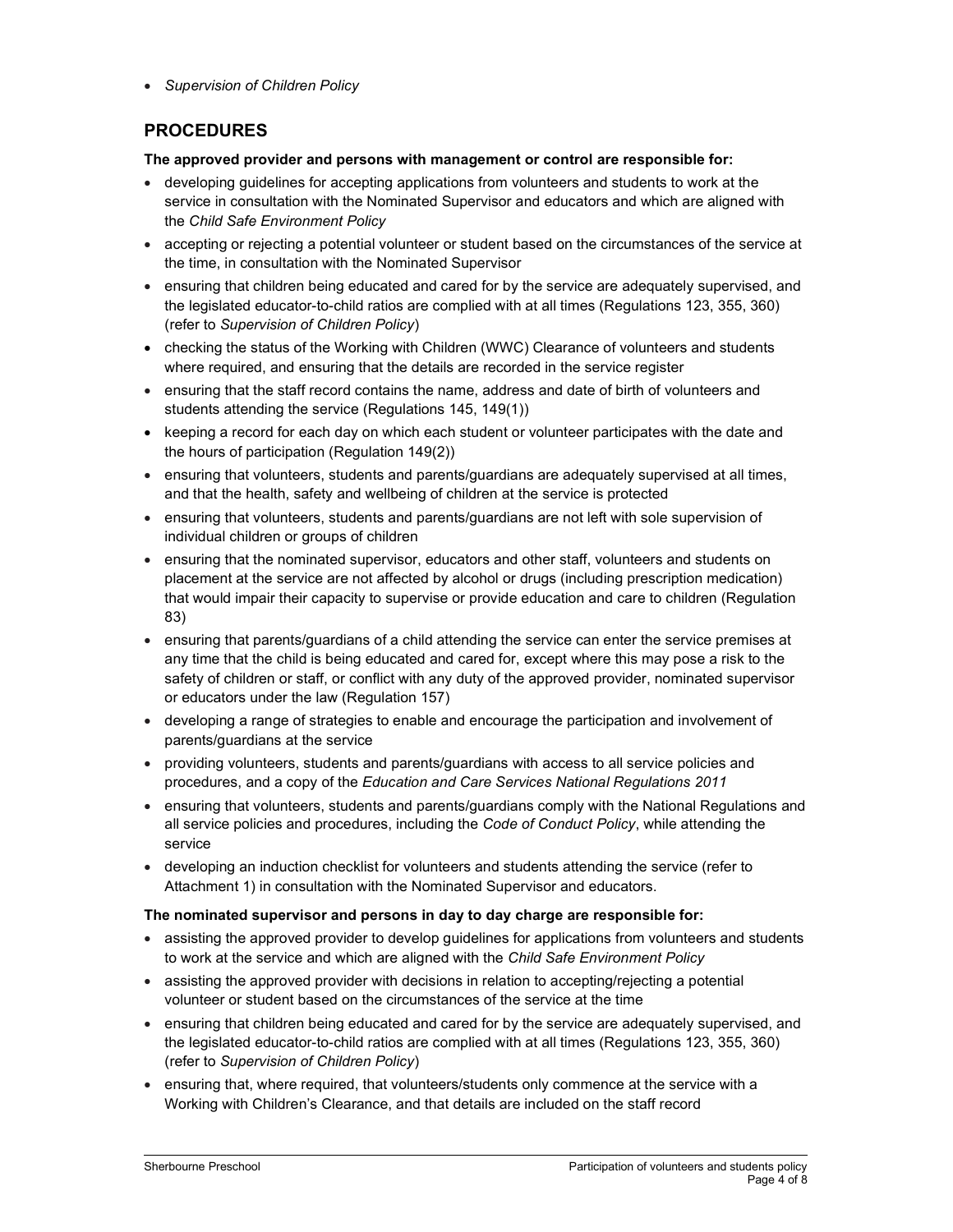- *Supervision of Children Policy*

## PROCEDURES

**The approved provider and persons with management or control are responsible for:**

- developing guidelines for accepting applications from volunteers and students to work at the service in consultation with the Nominated Supervisor and educators and which are aligned with the *Child Safe Environment Policy*
- accepting or rejecting a potential volunteer or student based on the circumstances of the service at the time, in consultation with the Nominated Supervisor
- ensuring that children being educated and cared for by the service are adequately supervised, and the legislated educator-to-child ratios are complied with at all times (Regulations 123, 355, 360) (refer to *Supervision of Children Policy*)
- checking the status of the Working with Children (WWC) Clearance of volunteers and students where required, and ensuring that the details are recorded in the service register
- ensuring that the staff record contains the name, address and date of birth of volunteers and students attending the service (Regulations 145, 149(1))
- keeping a record for each day on which each student or volunteer participates with the date and the hours of participation (Regulation 149(2))
- ensuring that volunteers, students and parents/guardians are adequately supervised at all times, and that the health, safety and wellbeing of children at the service is protected
- ensuring that volunteers, students and parents/guardians are not left with sole supervision of individual children or groups of children
- ensuring that the nominated supervisor, educators and other staff, volunteers and students on placement at the service are not affected by alcohol or drugs (including prescription medication) that would impair their capacity to supervise or provide education and care to children (Regulation 83)
- ensuring that parents/guardians of a child attending the service can enter the service premises at any time that the child is being educated and cared for, except where this may pose a risk to the safety of children or staff, or conflict with any duty of the approved provider, nominated supervisor or educators under the law (Regulation 157)
- developing a range of strategies to enable and encourage the participation and involvement of parents/guardians at the service
- providing volunteers, students and parents/guardians with access to all service policies and procedures, and a copy of the *Education and Care Services National Regulations 2011*
- ensuring that volunteers, students and parents/guardians comply with the National Regulations and all service policies and procedures, including the *Code of Conduct Policy*, while attending the service
- developing an induction checklist for volunteers and students attending the service (refer to Attachment 1) in consultation with the Nominated Supervisor and educators.

**The nominated supervisor and persons in day to day charge are responsible for:**

- assisting the approved provider to develop guidelines for applications from volunteers and students to work at the service and which are aligned with the *Child Safe Environment Policy*
- assisting the approved provider with decisions in relation to accepting/rejecting a potential volunteer or student based on the circumstances of the service at the time
- ensuring that children being educated and cared for by the service are adequately supervised, and the legislated educator-to-child ratios are complied with at all times (Regulations 123, 355, 360) (refer to *Supervision of Children Policy*)
- ensuring that, where required, that volunteers/students only commence at the service with a Working with Children's Clearance, and that details are included on the staff record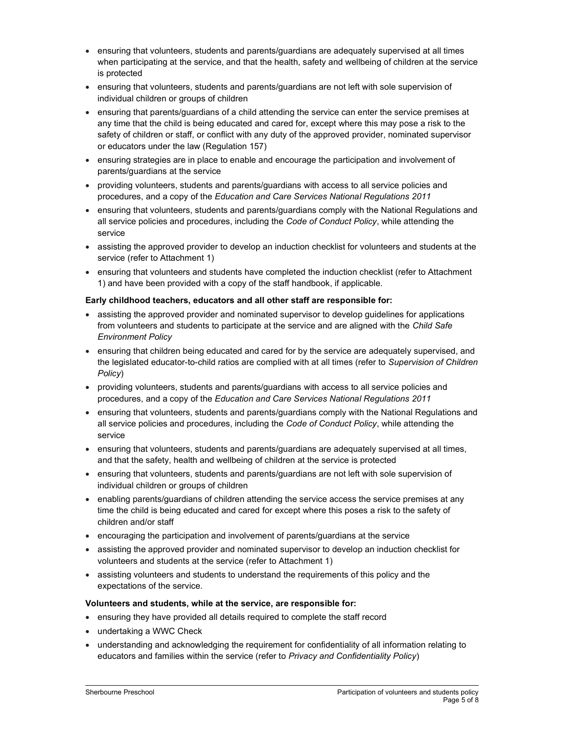- ensuring that volunteers, students and parents/guardians are adequately supervised at all times when participating at the service, and that the health, safety and wellbeing of children at the service is protected
- ensuring that volunteers, students and parents/guardians are not left with sole supervision of individual children or groups of children
- ensuring that parents/guardians of a child attending the service can enter the service premises at any time that the child is being educated and cared for, except where this may pose a risk to the safety of children or staff, or conflict with any duty of the approved provider, nominated supervisor or educators under the law (Regulation 157)
- ensuring strategies are in place to enable and encourage the participation and involvement of parents/guardians at the service
- providing volunteers, students and parents/guardians with access to all service policies and procedures, and a copy of the *Education and Care Services National Regulations 2011*
- ensuring that volunteers, students and parents/guardians comply with the National Regulations and all service policies and procedures, including the *Code of Conduct Policy*, while attending the service
- assisting the approved provider to develop an induction checklist for volunteers and students at the service (refer to Attachment 1)
- ensuring that volunteers and students have completed the induction checklist (refer to Attachment 1) and have been provided with a copy of the staff handbook, if applicable.

**Early childhood teachers, educators and all other staff are responsible for:**

- assisting the approved provider and nominated supervisor to develop guidelines for applications from volunteers and students to participate at the service and are aligned with the *Child Safe Environment Policy*
- ensuring that children being educated and cared for by the service are adequately supervised, and the legislated educator-to-child ratios are complied with at all times (refer to *Supervision of Children Policy*)
- providing volunteers, students and parents/guardians with access to all service policies and procedures, and a copy of the *Education and Care Services National Regulations 2011*
- ensuring that volunteers, students and parents/guardians comply with the National Regulations and all service policies and procedures, including the *Code of Conduct Policy*, while attending the service
- ensuring that volunteers, students and parents/guardians are adequately supervised at all times, and that the safety, health and wellbeing of children at the service is protected
- ensuring that volunteers, students and parents/guardians are not left with sole supervision of individual children or groups of children
- enabling parents/guardians of children attending the service access the service premises at any time the child is being educated and cared for except where this poses a risk to the safety of children and/or staff
- encouraging the participation and involvement of parents/guardians at the service
- assisting the approved provider and nominated supervisor to develop an induction checklist for volunteers and students at the service (refer to Attachment 1)
- assisting volunteers and students to understand the requirements of this policy and the expectations of the service.

**Volunteers and students, while at the service, are responsible for:**

- ensuring they have provided all details required to complete the staff record
- undertaking a WWC Check
- understanding and acknowledging the requirement for confidentiality of all information relating to educators and families within the service (refer to *Privacy and Confidentiality Policy*)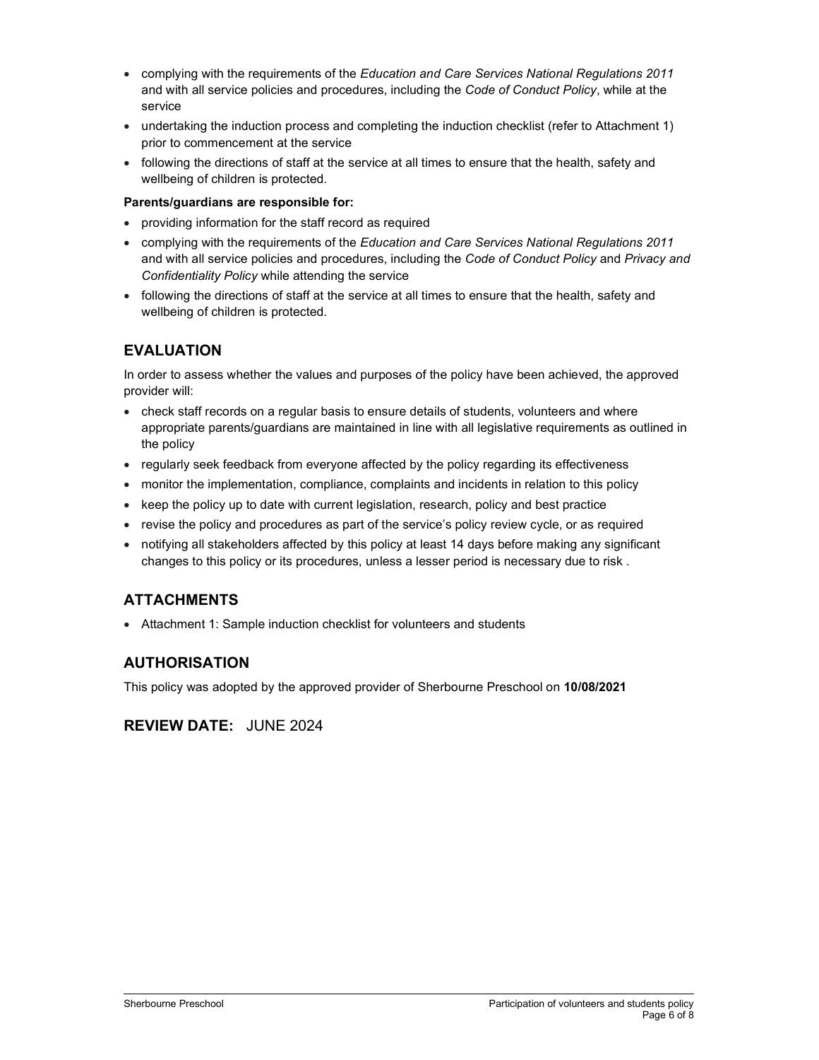- complying with the requirements of the *Education and Care Services National Regulations 2011* and with all service policies and procedures, including the *Code of Conduct Policy*, while at the service
- undertaking the induction process and completing the induction checklist (refer to Attachment 1) prior to commencement at the service
- following the directions of staff at the service at all times to ensure that the health, safety and wellbeing of children is protected.

**Parents/guardians are responsible for:**

- providing information for the staff record as required
- complying with the requirements of the *Education and Care Services National Regulations 2011* and with all service policies and procedures, including the *Code of Conduct Policy* and *Privacy and Confidentiality Policy* while attending the service
- following the directions of staff at the service at all times to ensure that the health, safety and wellbeing of children is protected.

## EVALUATION

In order to assess whether the values and purposes of the policy have been achieved, the approved provider will:

- check staff records on a regular basis to ensure details of students, volunteers and where appropriate parents/guardians are maintained in line with all legislative requirements as outlined in the policy
- regularly seek feedback from everyone affected by the policy regarding its effectiveness
- monitor the implementation, compliance, complaints and incidents in relation to this policy
- keep the policy up to date with current legislation, research, policy and best practice
- revise the policy and procedures as part of the service's policy review cycle, or as required
- notifying all stakeholders affected by this policy at least 14 days before making any significant changes to this policy or its procedures, unless a lesser period is necessary due to risk .

## ATTACHMENTS

- Attachment 1: Sample induction checklist for volunteers and students

## AUTHORISATION

This policy was adopted by the approved provider of Sherbourne Preschool on **10/08/2021**

## REVIEW DATE: JUNE 2024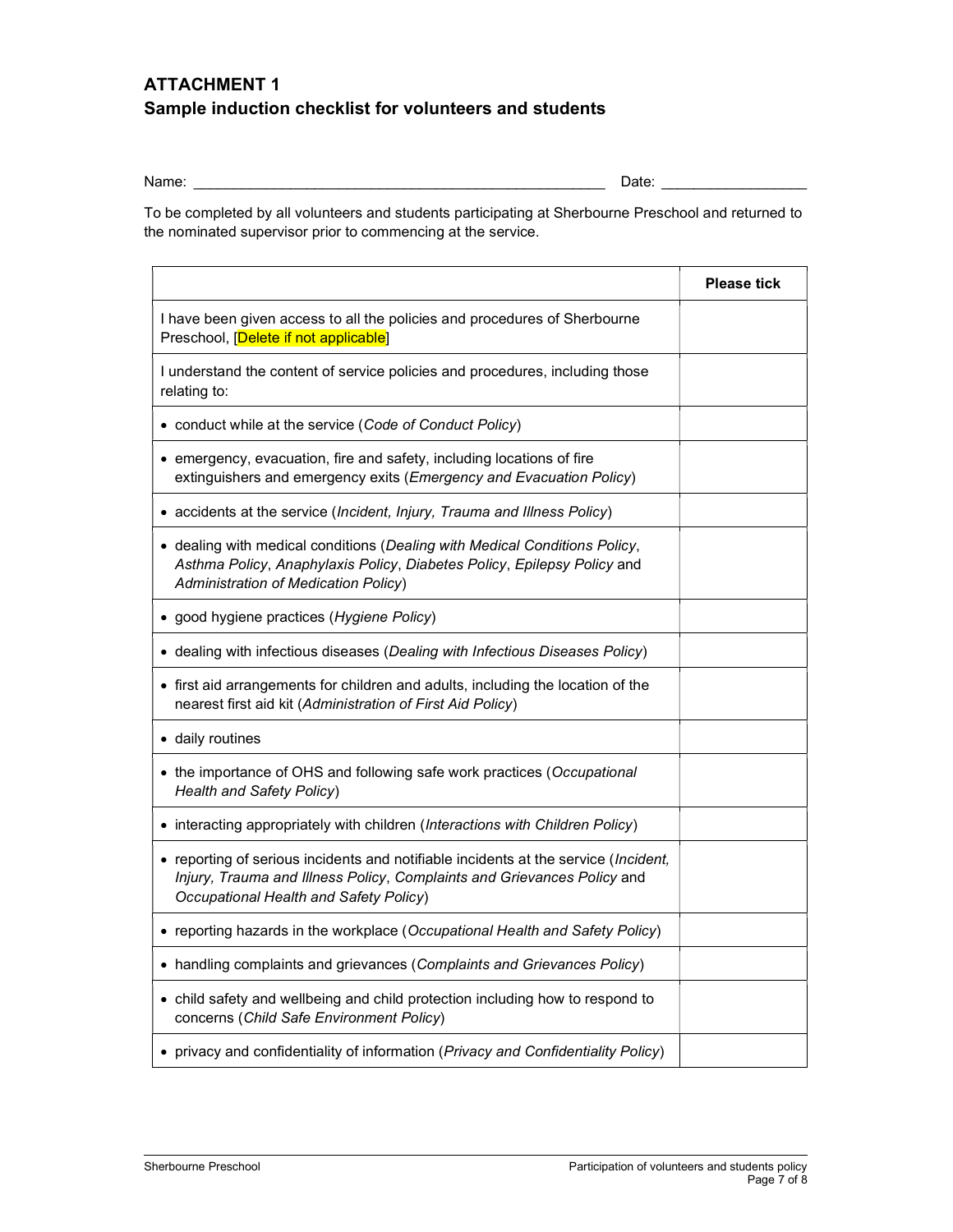## ATTACHMENT 1
## Sample induction checklist for volunteers and students

Name: ____________________________________________________ Date: _________________

To be completed by all volunteers and students participating at Sherbourne Preschool and returned to the nominated supervisor prior to commencing at the service.

| | Please tick |
|---|---|
| I have been given access to all the policies and procedures of Sherbourne Preschool, [Delete if not applicable] | |
| I understand the content of service policies and procedures, including those relating to: | |
| • conduct while at the service (*Code of Conduct Policy*) | |
| • emergency, evacuation, fire and safety, including locations of fire extinguishers and emergency exits (*Emergency and Evacuation Policy*) | |
| • accidents at the service (*Incident, Injury, Trauma and Illness Policy*) | |
| • dealing with medical conditions (*Dealing with Medical Conditions Policy*, *Asthma Policy*, *Anaphylaxis Policy*, *Diabetes Policy*, *Epilepsy Policy* and *Administration of Medication Policy*) | |
| • good hygiene practices (*Hygiene Policy*) | |
| • dealing with infectious diseases (*Dealing with Infectious Diseases Policy*) | |
| • first aid arrangements for children and adults, including the location of the nearest first aid kit (*Administration of First Aid Policy*) | |
| • daily routines | |
| • the importance of OHS and following safe work practices (*Occupational Health and Safety Policy*) | |
| • interacting appropriately with children (*Interactions with Children Policy*) | |
| • reporting of serious incidents and notifiable incidents at the service (*Incident, Injury, Trauma and Illness Policy*, *Complaints and Grievances Policy* and *Occupational Health and Safety Policy*) | |
| • reporting hazards in the workplace (*Occupational Health and Safety Policy*) | |
| • handling complaints and grievances (*Complaints and Grievances Policy*) | |
| • child safety and wellbeing and child protection including how to respond to concerns (*Child Safe Environment Policy*) | |
| • privacy and confidentiality of information (*Privacy and Confidentiality Policy*) | |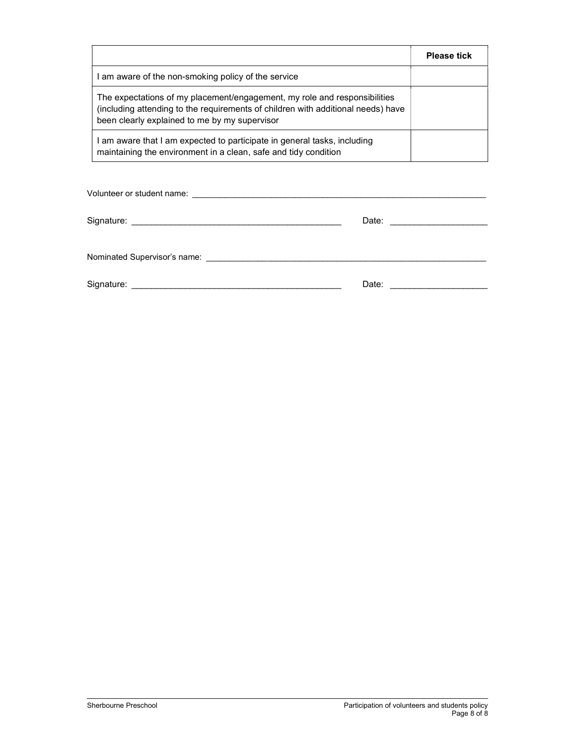| | Please tick |
|---|---|
| I am aware of the non-smoking policy of the service | |
| The expectations of my placement/engagement, my role and responsibilities (including attending to the requirements of children with additional needs) have been clearly explained to me by my supervisor | |
| I am aware that I am expected to participate in general tasks, including maintaining the environment in a clean, safe and tidy condition | |

Volunteer or student name: ______________________________________________________________

Signature: ___________________________________________ Date: ___________________

Nominated Supervisor's name: ____________________________________________________________

Signature: ___________________________________________ Date: ___________________